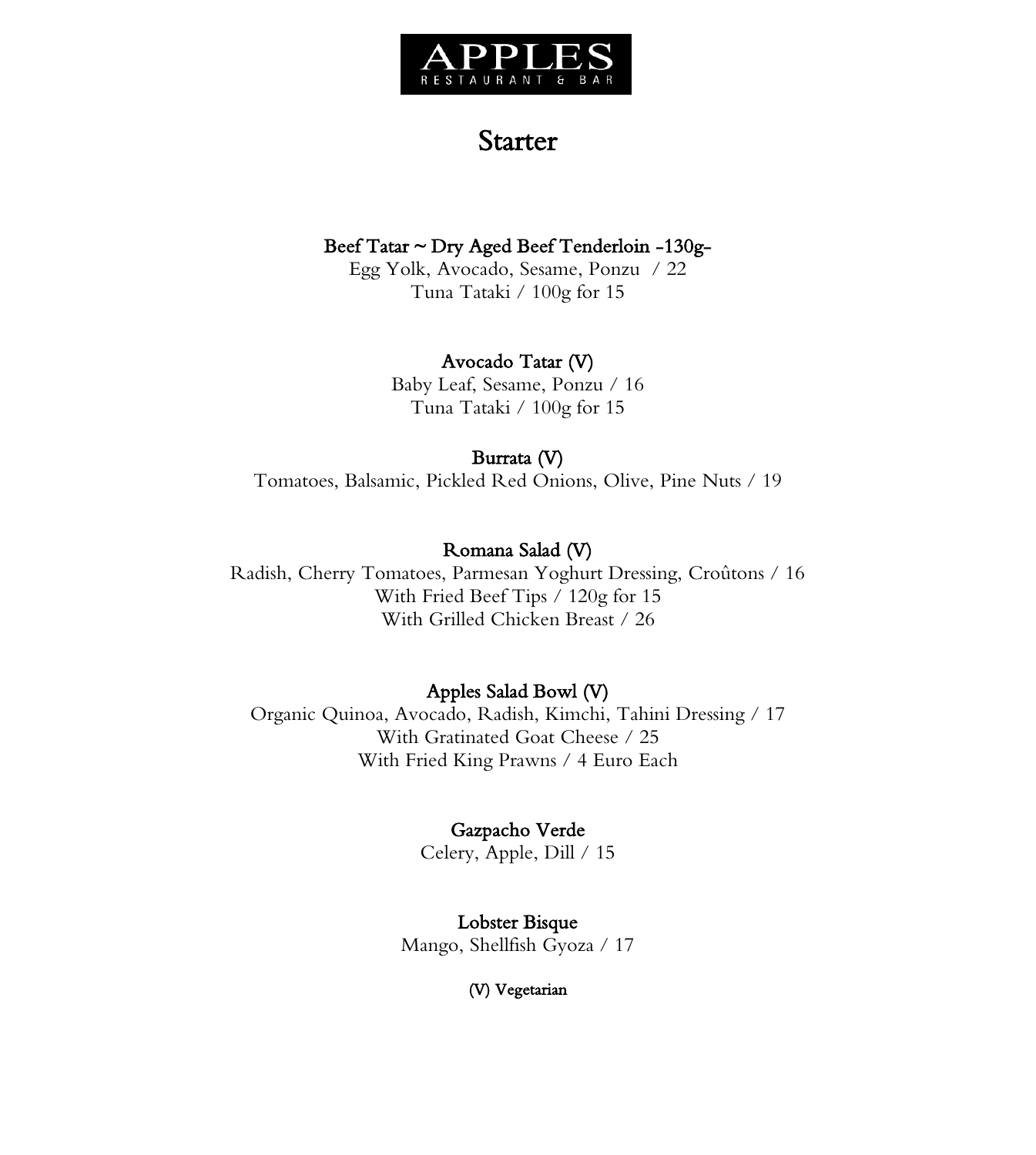APPLES
RESTAURANT & BAR

# Starter

**Beef Tatar ~ Dry Aged Beef Tenderloin -130g-**
Egg Yolk, Avocado, Sesame, Ponzu / 22
Tuna Tataki / 100g for 15

**Avocado Tatar (V)**
Baby Leaf, Sesame, Ponzu / 16
Tuna Tataki / 100g for 15

**Burrata (V)**
Tomatoes, Balsamic, Pickled Red Onions, Olive, Pine Nuts / 19

**Romana Salad (V)**
Radish, Cherry Tomatoes, Parmesan Yoghurt Dressing, Croûtons / 16
With Fried Beef Tips / 120g for 15
With Grilled Chicken Breast / 26

**Apples Salad Bowl (V)**
Organic Quinoa, Avocado, Radish, Kimchi, Tahini Dressing / 17
With Gratinated Goat Cheese / 25
With Fried King Prawns / 4 Euro Each

**Gazpacho Verde**
Celery, Apple, Dill / 15

**Lobster Bisque**
Mango, Shellfish Gyoza / 17

(V) Vegetarian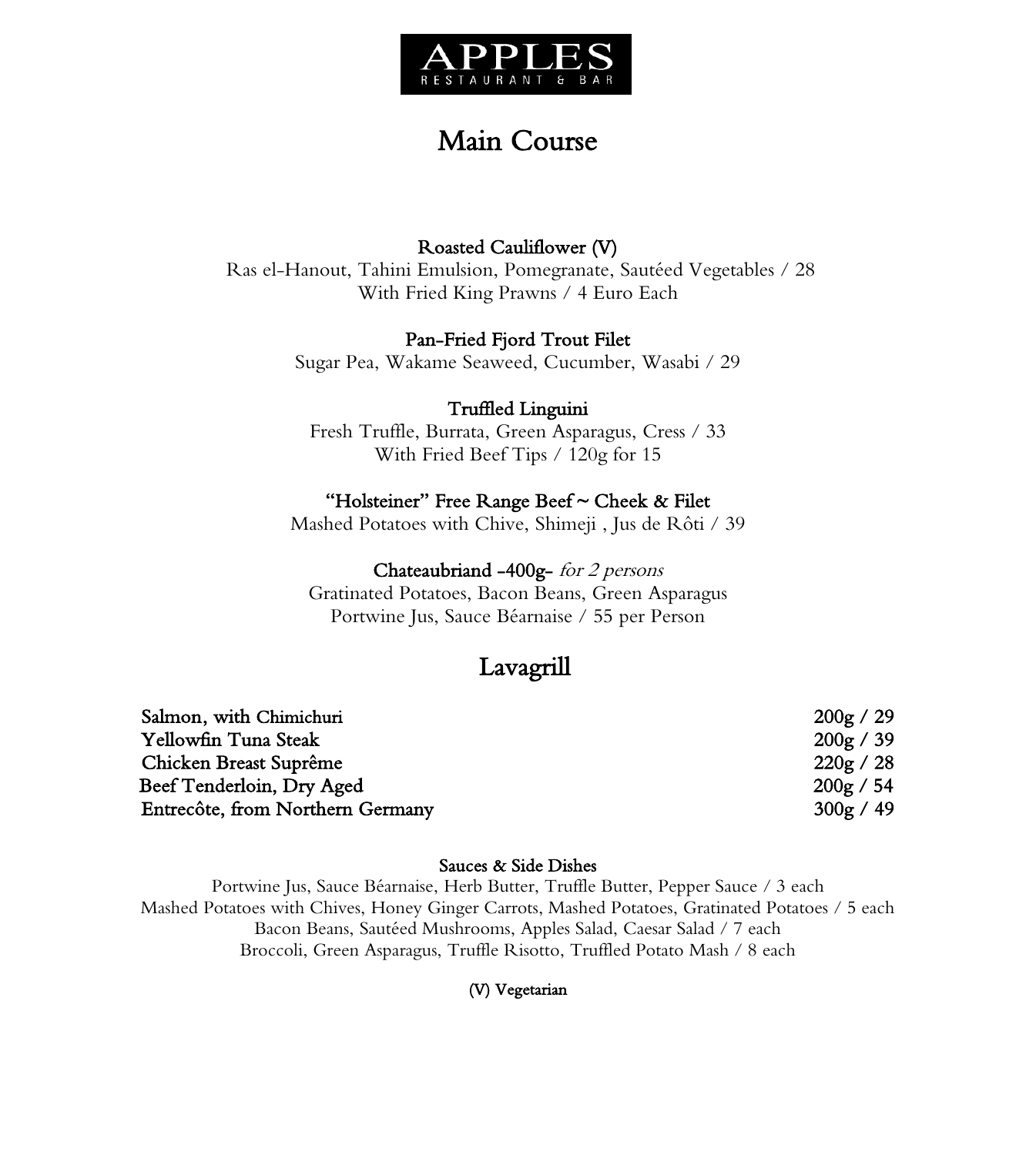**APPLES**
RESTAURANT & BAR

# Main Course

**Roasted Cauliflower (V)**
Ras el-Hanout, Tahini Emulsion, Pomegranate, Sautéed Vegetables / 28
With Fried King Prawns / 4 Euro Each

**Pan-Fried Fjord Trout Filet**
Sugar Pea, Wakame Seaweed, Cucumber, Wasabi / 29

**Truffled Linguini**
Fresh Truffle, Burrata, Green Asparagus, Cress / 33
With Fried Beef Tips / 120g for 15

**"Holsteiner" Free Range Beef ~ Cheek & Filet**
Mashed Potatoes with Chive, Shimeji , Jus de Rôti / 39

**Chateaubriand -400g-** *for 2 persons*
Gratinated Potatoes, Bacon Beans, Green Asparagus
Portwine Jus, Sauce Béarnaise / 55 per Person

# Lavagrill

| | |
|---|---|
| **Salmon, with Chimichuri** | 200g / 29 |
| **Yellowfin Tuna Steak** | 200g / 39 |
| **Chicken Breast Suprême** | 220g / 28 |
| **Beef Tenderloin, Dry Aged** | 200g / 54 |
| **Entrecôte, from Northern Germany** | 300g / 49 |

**Sauces & Side Dishes**
Portwine Jus, Sauce Béarnaise, Herb Butter, Truffle Butter, Pepper Sauce / 3 each
Mashed Potatoes with Chives, Honey Ginger Carrots, Mashed Potatoes, Gratinated Potatoes / 5 each
Bacon Beans, Sautéed Mushrooms, Apples Salad, Caesar Salad / 7 each
Broccoli, Green Asparagus, Truffle Risotto, Truffled Potato Mash / 8 each

(V) Vegetarian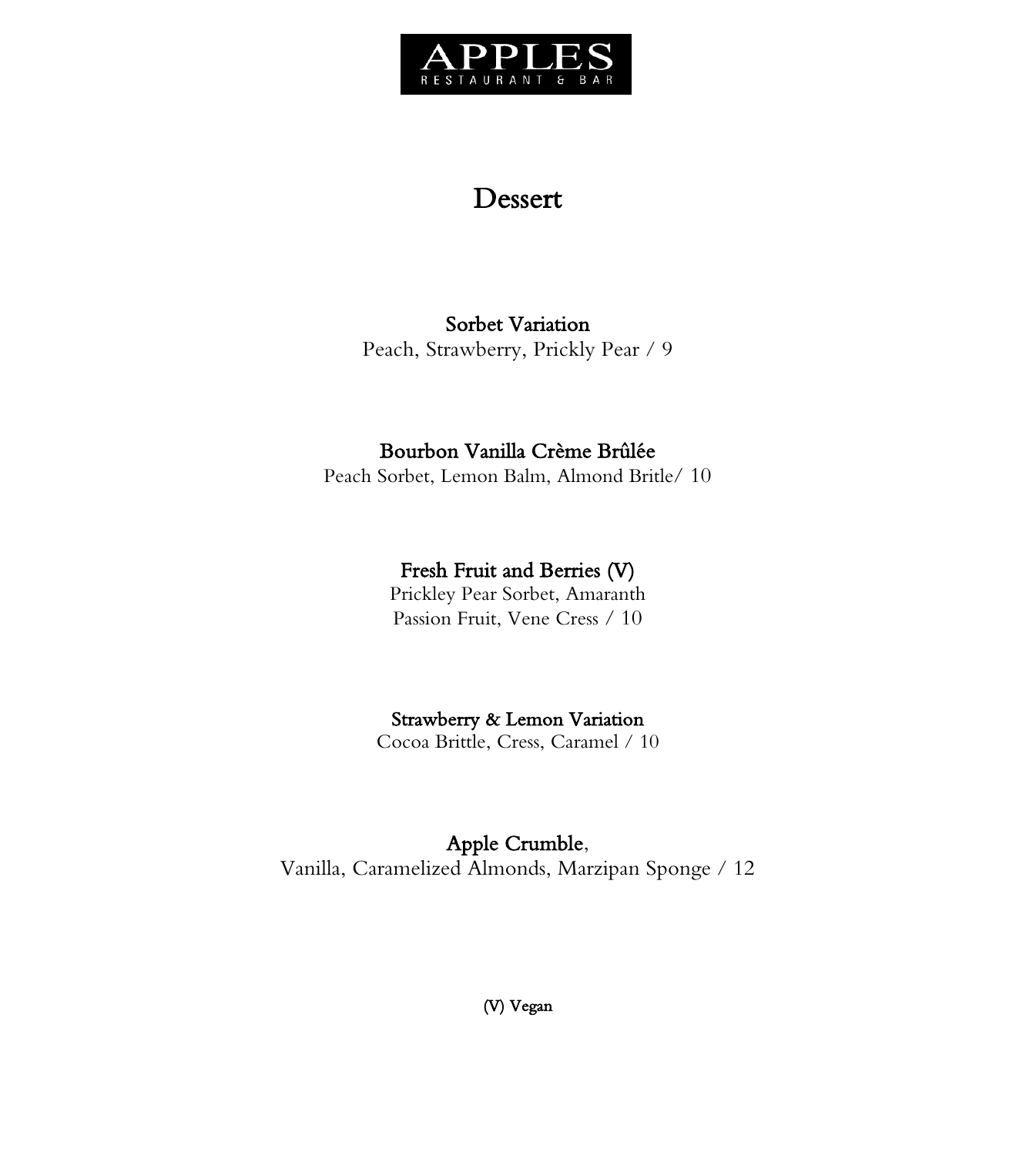APPLES
RESTAURANT & BAR

# Dessert

**Sorbet Variation**
Peach, Strawberry, Prickly Pear / 9

**Bourbon Vanilla Crème Brûlée**
Peach Sorbet, Lemon Balm, Almond Britle/ 10

**Fresh Fruit and Berries (V)**
Prickley Pear Sorbet, Amaranth
Passion Fruit, Vene Cress / 10

**Strawberry & Lemon Variation**
Cocoa Brittle, Cress, Caramel / 10

**Apple Crumble**,
Vanilla, Caramelized Almonds, Marzipan Sponge / 12

(V) Vegan